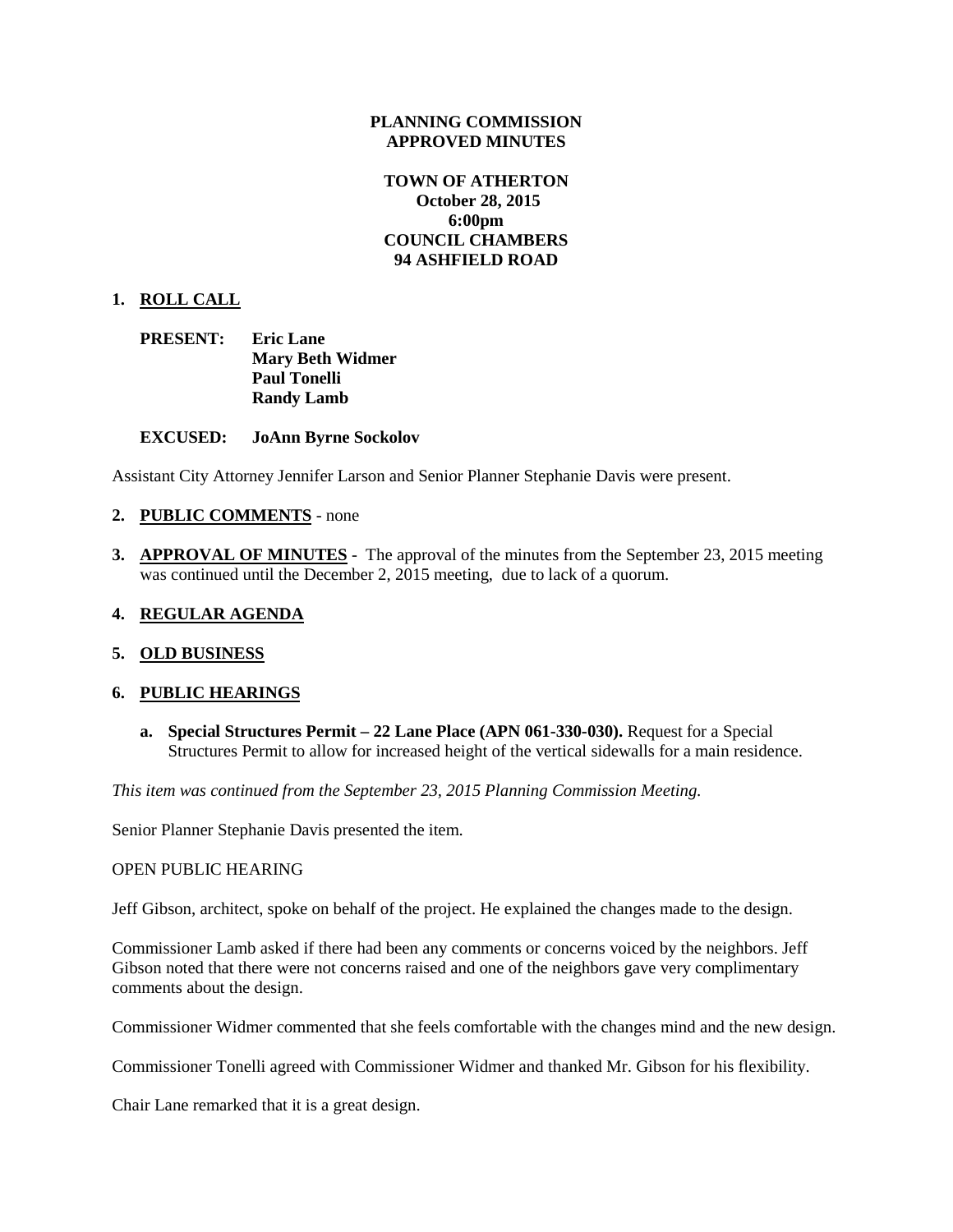**PLANNING COMMISSION**
**APPROVED MINUTES**

**TOWN OF ATHERTON**
**October 28, 2015**
**6:00pm**
**COUNCIL CHAMBERS**
**94 ASHFIELD ROAD**

1. **ROLL CALL**

   **PRESENT:** **Eric Lane**
   **Mary Beth Widmer**
   **Paul Tonelli**
   **Randy Lamb**

   **EXCUSED:** **JoAnn Byrne Sockolov**

Assistant City Attorney Jennifer Larson and Senior Planner Stephanie Davis were present.

2. **PUBLIC COMMENTS** - none

3. **APPROVAL OF MINUTES** - The approval of the minutes from the September 23, 2015 meeting was continued until the December 2, 2015 meeting, due to lack of a quorum.

4. **REGULAR AGENDA**

5. **OLD BUSINESS**

6. **PUBLIC HEARINGS**

   a. **Special Structures Permit – 22 Lane Place (APN 061-330-030).** Request for a Special Structures Permit to allow for increased height of the vertical sidewalls for a main residence.

*This item was continued from the September 23, 2015 Planning Commission Meeting.*

Senior Planner Stephanie Davis presented the item.

OPEN PUBLIC HEARING

Jeff Gibson, architect, spoke on behalf of the project. He explained the changes made to the design.

Commissioner Lamb asked if there had been any comments or concerns voiced by the neighbors. Jeff Gibson noted that there were not concerns raised and one of the neighbors gave very complimentary comments about the design.

Commissioner Widmer commented that she feels comfortable with the changes mind and the new design.

Commissioner Tonelli agreed with Commissioner Widmer and thanked Mr. Gibson for his flexibility.

Chair Lane remarked that it is a great design.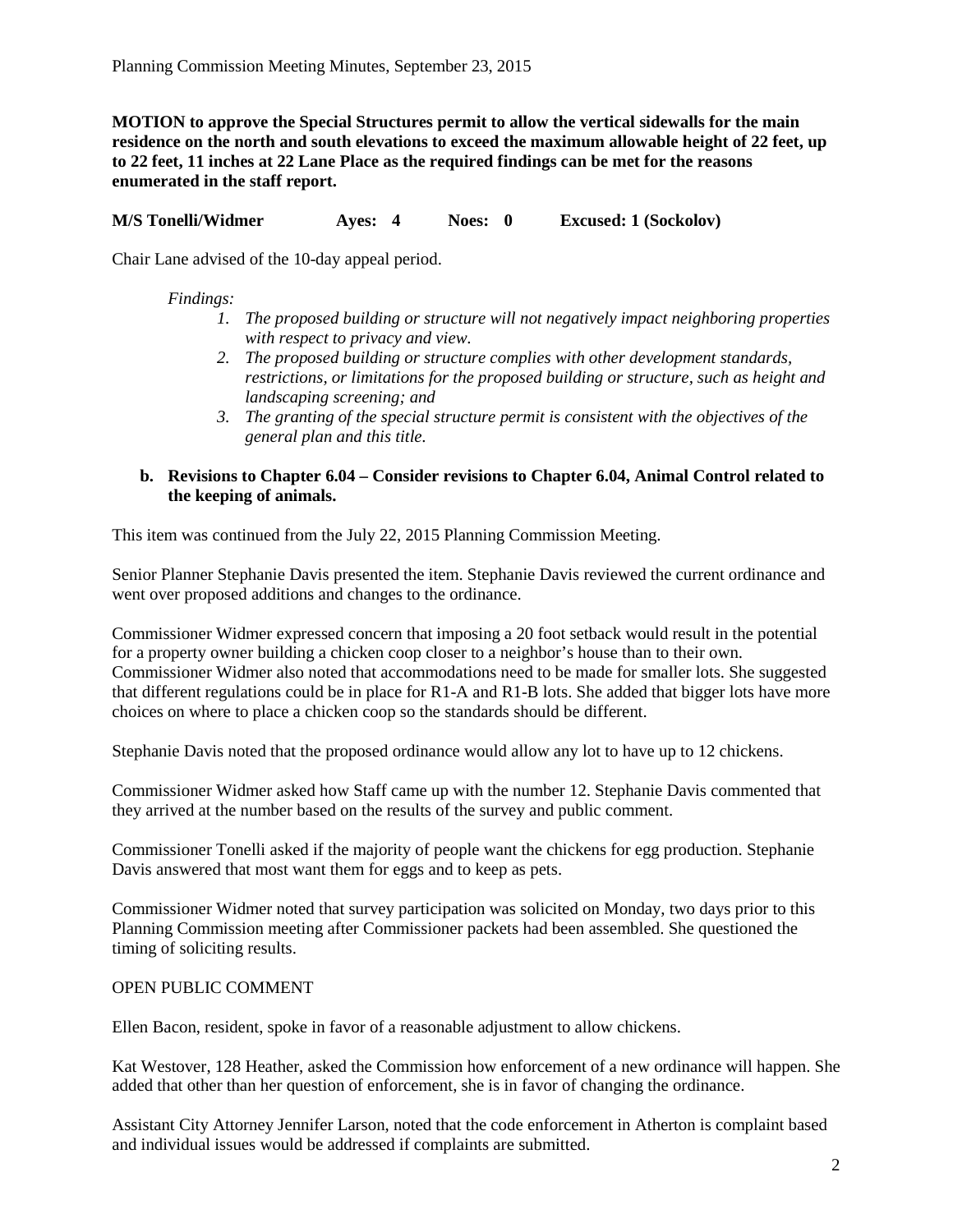**MOTION to approve the Special Structures permit to allow the vertical sidewalls for the main residence on the north and south elevations to exceed the maximum allowable height of 22 feet, up to 22 feet, 11 inches at 22 Lane Place as the required findings can be met for the reasons enumerated in the staff report.**

**M/S Tonelli/Widmer Ayes: 4 Noes: 0 Excused: 1 (Sockolov)**

Chair Lane advised of the 10-day appeal period.

*Findings:*

1. *The proposed building or structure will not negatively impact neighboring properties with respect to privacy and view.*
2. *The proposed building or structure complies with other development standards, restrictions, or limitations for the proposed building or structure, such as height and landscaping screening; and*
3. *The granting of the special structure permit is consistent with the objectives of the general plan and this title.*

**b. Revisions to Chapter 6.04 – Consider revisions to Chapter 6.04, Animal Control related to the keeping of animals.**

This item was continued from the July 22, 2015 Planning Commission Meeting.

Senior Planner Stephanie Davis presented the item. Stephanie Davis reviewed the current ordinance and went over proposed additions and changes to the ordinance.

Commissioner Widmer expressed concern that imposing a 20 foot setback would result in the potential for a property owner building a chicken coop closer to a neighbor's house than to their own. Commissioner Widmer also noted that accommodations need to be made for smaller lots. She suggested that different regulations could be in place for R1-A and R1-B lots. She added that bigger lots have more choices on where to place a chicken coop so the standards should be different.

Stephanie Davis noted that the proposed ordinance would allow any lot to have up to 12 chickens.

Commissioner Widmer asked how Staff came up with the number 12. Stephanie Davis commented that they arrived at the number based on the results of the survey and public comment.

Commissioner Tonelli asked if the majority of people want the chickens for egg production. Stephanie Davis answered that most want them for eggs and to keep as pets.

Commissioner Widmer noted that survey participation was solicited on Monday, two days prior to this Planning Commission meeting after Commissioner packets had been assembled. She questioned the timing of soliciting results.

OPEN PUBLIC COMMENT

Ellen Bacon, resident, spoke in favor of a reasonable adjustment to allow chickens.

Kat Westover, 128 Heather, asked the Commission how enforcement of a new ordinance will happen. She added that other than her question of enforcement, she is in favor of changing the ordinance.

Assistant City Attorney Jennifer Larson, noted that the code enforcement in Atherton is complaint based and individual issues would be addressed if complaints are submitted.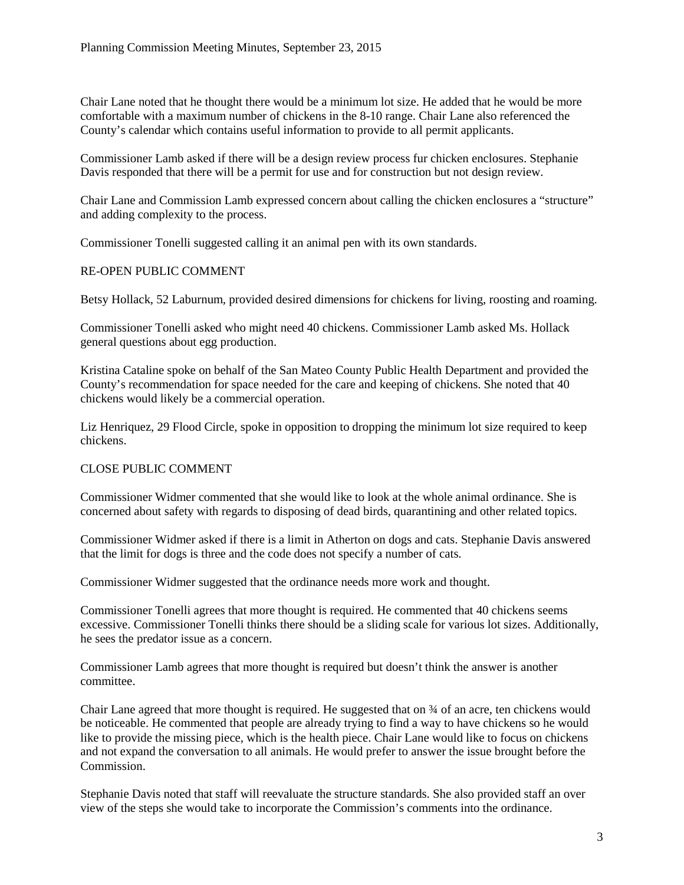Chair Lane noted that he thought there would be a minimum lot size. He added that he would be more comfortable with a maximum number of chickens in the 8-10 range. Chair Lane also referenced the County's calendar which contains useful information to provide to all permit applicants.

Commissioner Lamb asked if there will be a design review process fur chicken enclosures. Stephanie Davis responded that there will be a permit for use and for construction but not design review.

Chair Lane and Commission Lamb expressed concern about calling the chicken enclosures a "structure" and adding complexity to the process.

Commissioner Tonelli suggested calling it an animal pen with its own standards.

RE-OPEN PUBLIC COMMENT

Betsy Hollack, 52 Laburnum, provided desired dimensions for chickens for living, roosting and roaming.

Commissioner Tonelli asked who might need 40 chickens. Commissioner Lamb asked Ms. Hollack general questions about egg production.

Kristina Cataline spoke on behalf of the San Mateo County Public Health Department and provided the County's recommendation for space needed for the care and keeping of chickens. She noted that 40 chickens would likely be a commercial operation.

Liz Henriquez, 29 Flood Circle, spoke in opposition to dropping the minimum lot size required to keep chickens.

CLOSE PUBLIC COMMENT

Commissioner Widmer commented that she would like to look at the whole animal ordinance. She is concerned about safety with regards to disposing of dead birds, quarantining and other related topics.

Commissioner Widmer asked if there is a limit in Atherton on dogs and cats. Stephanie Davis answered that the limit for dogs is three and the code does not specify a number of cats.

Commissioner Widmer suggested that the ordinance needs more work and thought.

Commissioner Tonelli agrees that more thought is required. He commented that 40 chickens seems excessive. Commissioner Tonelli thinks there should be a sliding scale for various lot sizes. Additionally, he sees the predator issue as a concern.

Commissioner Lamb agrees that more thought is required but doesn't think the answer is another committee.

Chair Lane agreed that more thought is required. He suggested that on ¾ of an acre, ten chickens would be noticeable. He commented that people are already trying to find a way to have chickens so he would like to provide the missing piece, which is the health piece. Chair Lane would like to focus on chickens and not expand the conversation to all animals. He would prefer to answer the issue brought before the Commission.

Stephanie Davis noted that staff will reevaluate the structure standards. She also provided staff an over view of the steps she would take to incorporate the Commission's comments into the ordinance.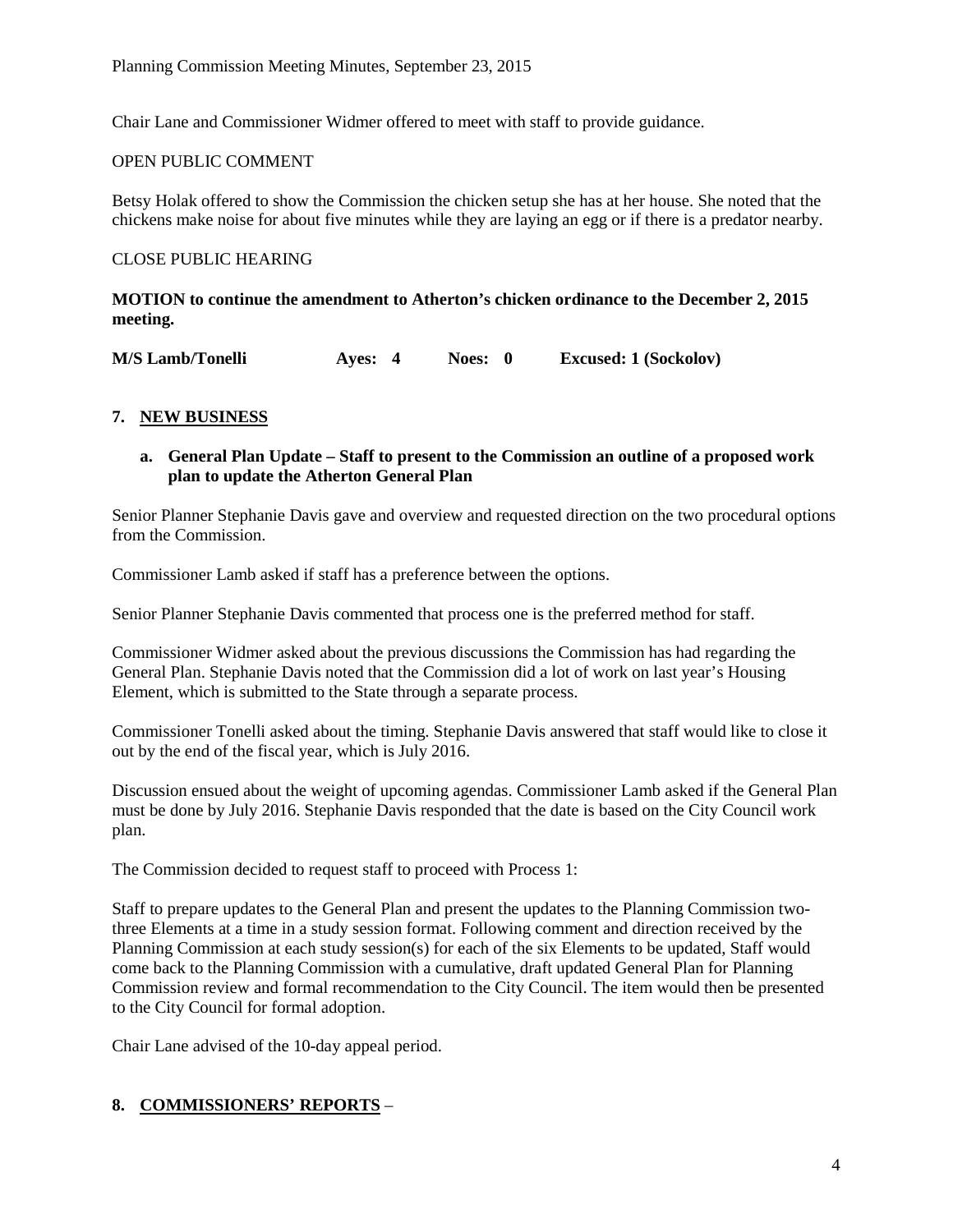Chair Lane and Commissioner Widmer offered to meet with staff to provide guidance.

OPEN PUBLIC COMMENT

Betsy Holak offered to show the Commission the chicken setup she has at her house. She noted that the chickens make noise for about five minutes while they are laying an egg or if there is a predator nearby.

CLOSE PUBLIC HEARING

**MOTION to continue the amendment to Atherton's chicken ordinance to the December 2, 2015 meeting.**

**M/S Lamb/Tonelli      Ayes: 4      Noes: 0      Excused: 1 (Sockolov)**

## 7. NEW BUSINESS

### a. General Plan Update – Staff to present to the Commission an outline of a proposed work plan to update the Atherton General Plan

Senior Planner Stephanie Davis gave and overview and requested direction on the two procedural options from the Commission.

Commissioner Lamb asked if staff has a preference between the options.

Senior Planner Stephanie Davis commented that process one is the preferred method for staff.

Commissioner Widmer asked about the previous discussions the Commission has had regarding the General Plan. Stephanie Davis noted that the Commission did a lot of work on last year's Housing Element, which is submitted to the State through a separate process.

Commissioner Tonelli asked about the timing. Stephanie Davis answered that staff would like to close it out by the end of the fiscal year, which is July 2016.

Discussion ensued about the weight of upcoming agendas. Commissioner Lamb asked if the General Plan must be done by July 2016. Stephanie Davis responded that the date is based on the City Council work plan.

The Commission decided to request staff to proceed with Process 1:

Staff to prepare updates to the General Plan and present the updates to the Planning Commission two-three Elements at a time in a study session format. Following comment and direction received by the Planning Commission at each study session(s) for each of the six Elements to be updated, Staff would come back to the Planning Commission with a cumulative, draft updated General Plan for Planning Commission review and formal recommendation to the City Council. The item would then be presented to the City Council for formal adoption.

Chair Lane advised of the 10-day appeal period.

## 8. COMMISSIONERS' REPORTS –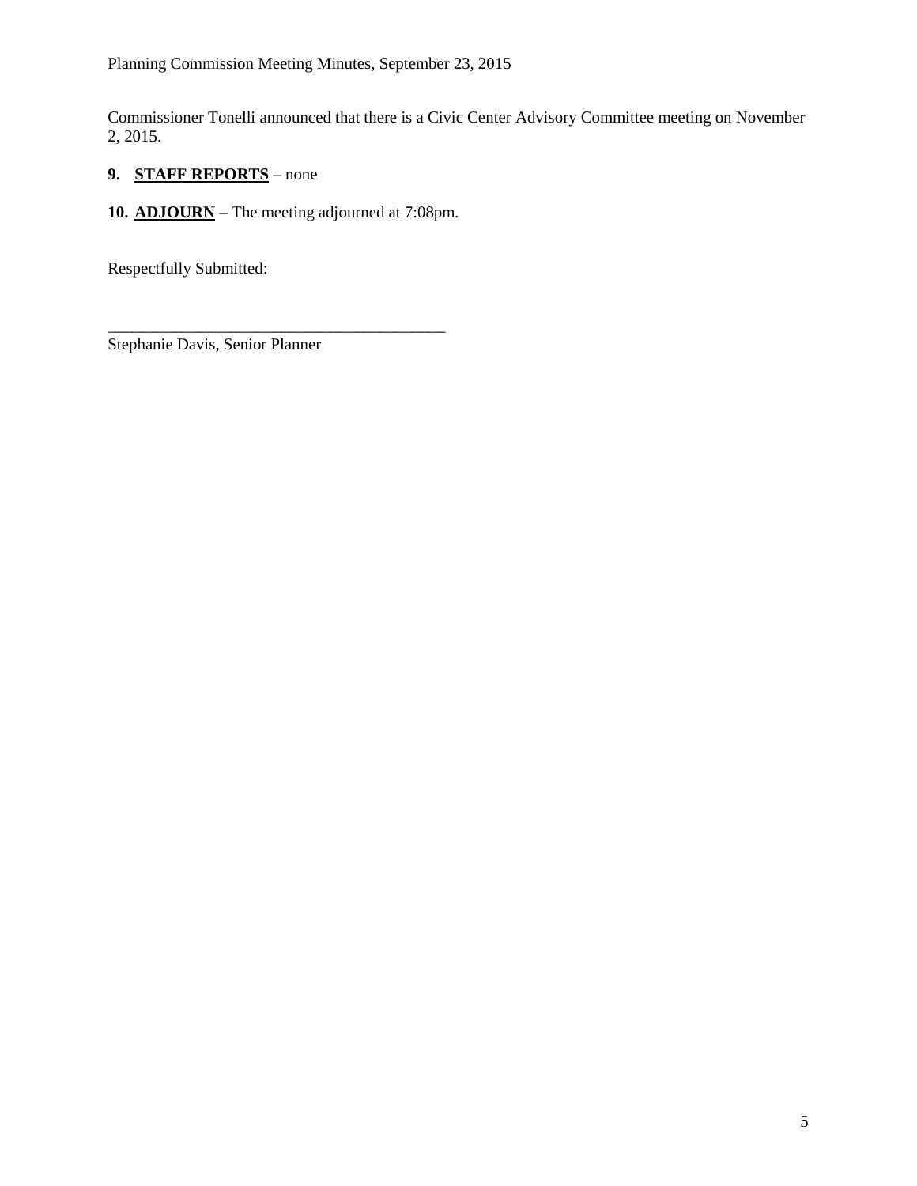Commissioner Tonelli announced that there is a Civic Center Advisory Committee meeting on November 2, 2015.

**9. STAFF REPORTS** – none

**10. ADJOURN** – The meeting adjourned at 7:08pm.

Respectfully Submitted:

\_\_\_\_\_\_\_\_\_\_\_\_\_\_\_\_\_\_\_\_\_\_\_\_\_\_\_\_\_\_\_\_\_\_\_\_\_\_\_\_\_\_

Stephanie Davis, Senior Planner